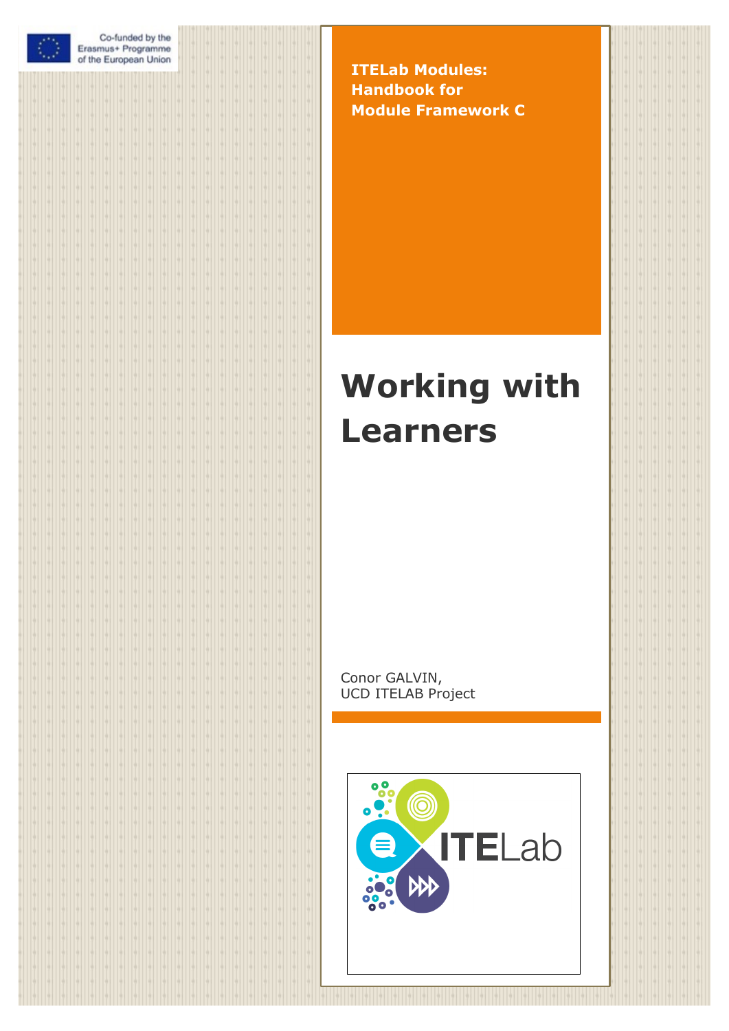Co-funded by the Erasmus+ Programme of the European Union

**ITELab Modules: Handbook for Module Framework C**

# Working with Learners

Conor GALVIN,
UCD ITELAB Project

ITELab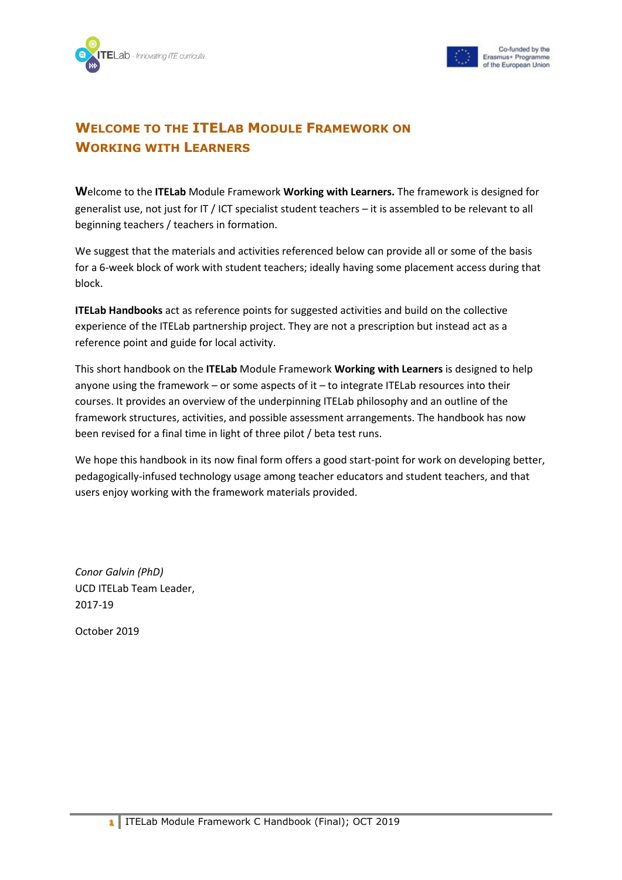# Welcome to the ITELab Module Framework on Working with Learners

**W**elcome to the **ITELab** Module Framework **Working with Learners.** The framework is designed for generalist use, not just for IT / ICT specialist student teachers – it is assembled to be relevant to all beginning teachers / teachers in formation.

We suggest that the materials and activities referenced below can provide all or some of the basis for a 6-week block of work with student teachers; ideally having some placement access during that block.

**ITELab Handbooks** act as reference points for suggested activities and build on the collective experience of the ITELab partnership project. They are not a prescription but instead act as a reference point and guide for local activity.

This short handbook on the **ITELab** Module Framework **Working with Learners** is designed to help anyone using the framework – or some aspects of it – to integrate ITELab resources into their courses. It provides an overview of the underpinning ITELab philosophy and an outline of the framework structures, activities, and possible assessment arrangements. The handbook has now been revised for a final time in light of three pilot / beta test runs.

We hope this handbook in its now final form offers a good start-point for work on developing better, pedagogically-infused technology usage among teacher educators and student teachers, and that users enjoy working with the framework materials provided.

*Conor Galvin (PhD)*
UCD ITELab Team Leader,
2017-19

October 2019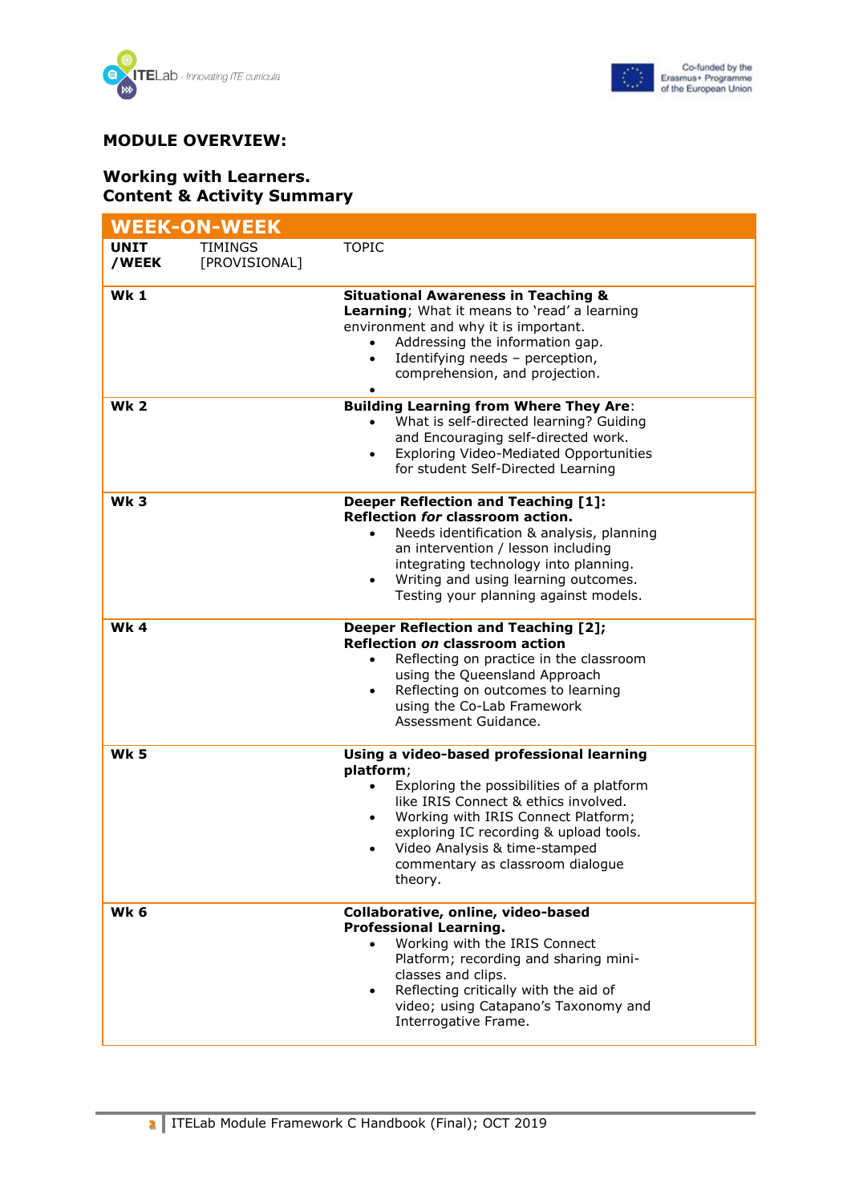**MODULE OVERVIEW:**

**Working with Learners.**
**Content & Activity Summary**

| WEEK-ON-WEEK | | |
|---|---|---|
| **UNIT /WEEK** | TIMINGS [PROVISIONAL] | TOPIC |
| **Wk 1** | | **Situational Awareness in Teaching & Learning**; What it means to 'read' a learning environment and why it is important.<br>• Addressing the information gap.<br>• Identifying needs – perception, comprehension, and projection.<br>• |
| **Wk 2** | | **Building Learning from Where They Are**:<br>• What is self-directed learning? Guiding and Encouraging self-directed work.<br>• Exploring Video-Mediated Opportunities for student Self-Directed Learning |
| **Wk 3** | | **Deeper Reflection and Teaching [1]: Reflection *for* classroom action.**<br>• Needs identification & analysis, planning an intervention / lesson including integrating technology into planning.<br>• Writing and using learning outcomes. Testing your planning against models. |
| **Wk 4** | | **Deeper Reflection and Teaching [2]; Reflection *on* classroom action**<br>• Reflecting on practice in the classroom using the Queensland Approach<br>• Reflecting on outcomes to learning using the Co-Lab Framework Assessment Guidance. |
| **Wk 5** | | **Using a video-based professional learning platform**;<br>• Exploring the possibilities of a platform like IRIS Connect & ethics involved.<br>• Working with IRIS Connect Platform; exploring IC recording & upload tools.<br>• Video Analysis & time-stamped commentary as classroom dialogue theory. |
| **Wk 6** | | **Collaborative, online, video-based Professional Learning.**<br>• Working with the IRIS Connect Platform; recording and sharing mini-classes and clips.<br>• Reflecting critically with the aid of video; using Catapano's Taxonomy and Interrogative Frame. |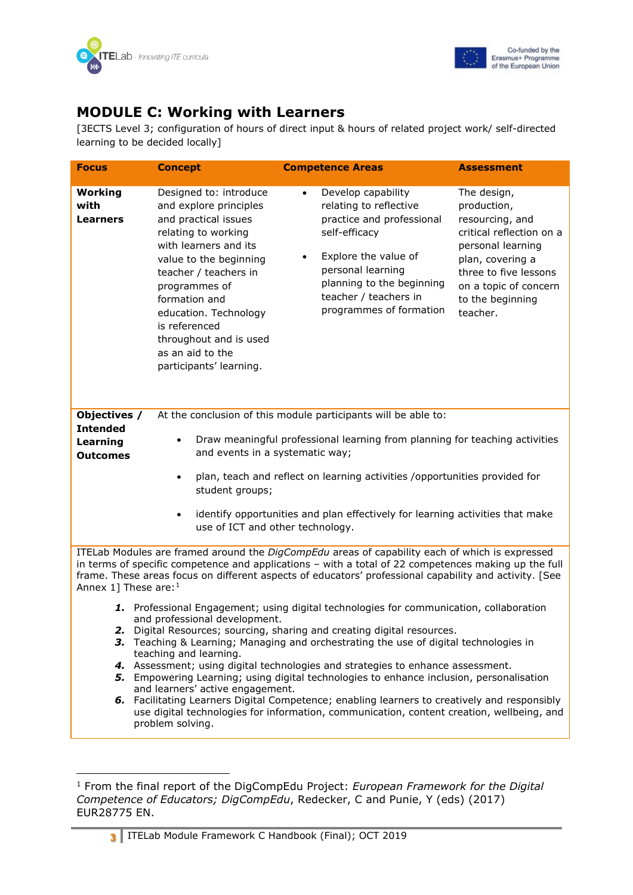# MODULE C: Working with Learners

[3ECTS Level 3; configuration of hours of direct input & hours of related project work/ self-directed learning to be decided locally]

| Focus | Concept | Competence Areas | Assessment |
|---|---|---|---|
| **Working with Learners** | Designed to: introduce and explore principles and practical issues relating to working with learners and its value to the beginning teacher / teachers in programmes of formation and education. Technology is referenced throughout and is used as an aid to the participants' learning. | • Develop capability relating to reflective practice and professional self-efficacy<br><br>• Explore the value of personal learning planning to the beginning teacher / teachers in programmes of formation | The design, production, resourcing, and critical reflection on a personal learning plan, covering a three to five lessons on a topic of concern to the beginning teacher. |
| **Objectives / Intended Learning Outcomes** | At the conclusion of this module participants will be able to:<br><br>• Draw meaningful professional learning from planning for teaching activities and events in a systematic way;<br><br>• plan, teach and reflect on learning activities /opportunities provided for student groups;<br><br>• identify opportunities and plan effectively for learning activities that make use of ICT and other technology. | | |

ITELab Modules are framed around the *DigCompEdu* areas of capability each of which is expressed in terms of specific competence and applications – with a total of 22 competences making up the full frame. These areas focus on different aspects of educators' professional capability and activity. [See Annex 1] These are:[1]

1. Professional Engagement; using digital technologies for communication, collaboration and professional development.
2. Digital Resources; sourcing, sharing and creating digital resources.
3. Teaching & Learning; Managing and orchestrating the use of digital technologies in teaching and learning.
4. Assessment; using digital technologies and strategies to enhance assessment.
5. Empowering Learning; using digital technologies to enhance inclusion, personalisation and learners' active engagement.
6. Facilitating Learners Digital Competence; enabling learners to creatively and responsibly use digital technologies for information, communication, content creation, wellbeing, and problem solving.

---

[1] From the final report of the DigCompEdu Project: *European Framework for the Digital Competence of Educators; DigCompEdu*, Redecker, C and Punie, Y (eds) (2017) EUR28775 EN.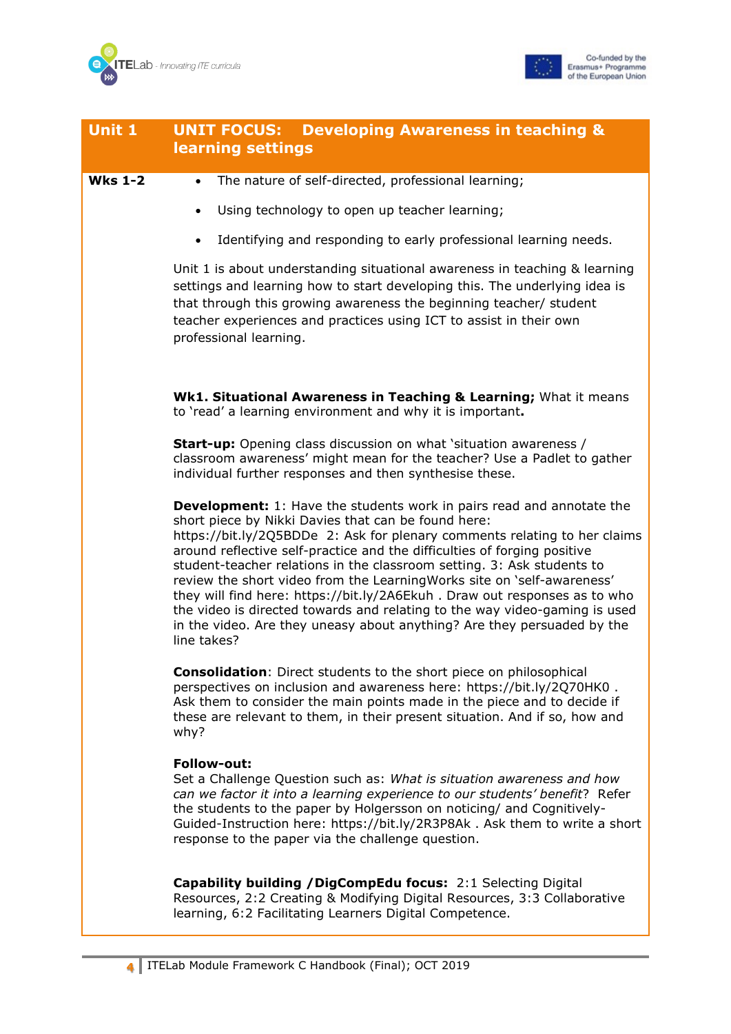| Unit 1 | UNIT FOCUS: Developing Awareness in teaching & learning settings |
|---|---|
| Wks 1-2 | • The nature of self-directed, professional learning;<br>• Using technology to open up teacher learning;<br>• Identifying and responding to early professional learning needs.<br><br>Unit 1 is about understanding situational awareness in teaching & learning settings and learning how to start developing this. The underlying idea is that through this growing awareness the beginning teacher/ student teacher experiences and practices using ICT to assist in their own professional learning.<br><br>**Wk1. Situational Awareness in Teaching & Learning;** What it means to 'read' a learning environment and why it is important**.**<br><br>**Start-up:** Opening class discussion on what 'situation awareness / classroom awareness' might mean for the teacher? Use a Padlet to gather individual further responses and then synthesise these.<br><br>**Development:** 1: Have the students work in pairs read and annotate the short piece by Nikki Davies that can be found here: https://bit.ly/2Q5BDDe 2: Ask for plenary comments relating to her claims around reflective self-practice and the difficulties of forging positive student-teacher relations in the classroom setting. 3: Ask students to review the short video from the LearningWorks site on 'self-awareness' they will find here: https://bit.ly/2A6Ekuh . Draw out responses as to who the video is directed towards and relating to the way video-gaming is used in the video. Are they uneasy about anything? Are they persuaded by the line takes?<br><br>**Consolidation**: Direct students to the short piece on philosophical perspectives on inclusion and awareness here: https://bit.ly/2Q70HK0 . Ask them to consider the main points made in the piece and to decide if these are relevant to them, in their present situation. And if so, how and why?<br><br>**Follow-out:**<br>Set a Challenge Question such as: *What is situation awareness and how can we factor it into a learning experience to our students' benefit*? Refer the students to the paper by Holgersson on noticing/ and Cognitively-Guided-Instruction here: https://bit.ly/2R3P8Ak . Ask them to write a short response to the paper via the challenge question.<br><br>**Capability building /DigCompEdu focus:** 2:1 Selecting Digital Resources, 2:2 Creating & Modifying Digital Resources, 3:3 Collaborative learning, 6:2 Facilitating Learners Digital Competence. |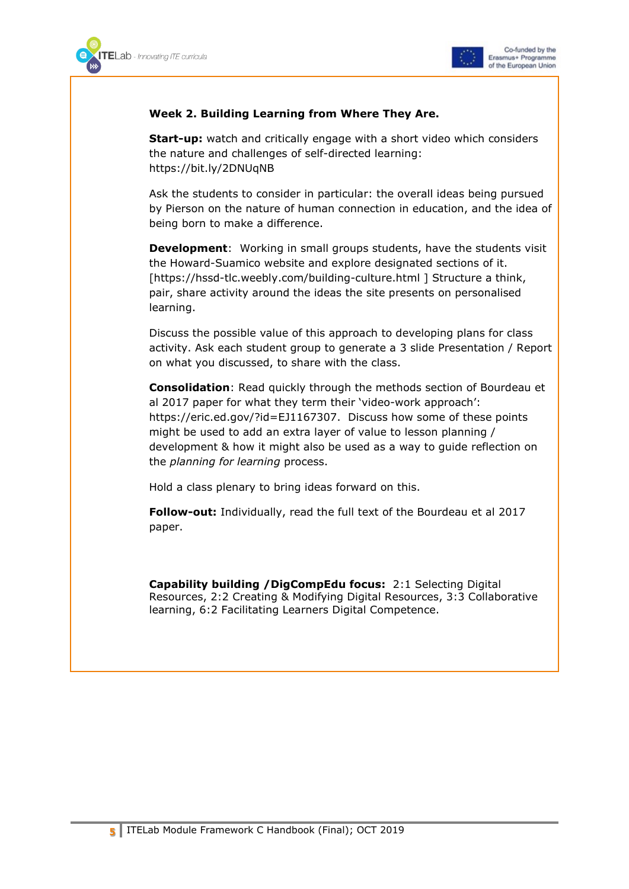**Week 2. Building Learning from Where They Are.**

**Start-up:** watch and critically engage with a short video which considers the nature and challenges of self-directed learning: https://bit.ly/2DNUqNB

Ask the students to consider in particular: the overall ideas being pursued by Pierson on the nature of human connection in education, and the idea of being born to make a difference.

**Development**: Working in small groups students, have the students visit the Howard-Suamico website and explore designated sections of it. [https://hssd-tlc.weebly.com/building-culture.html ] Structure a think, pair, share activity around the ideas the site presents on personalised learning.

Discuss the possible value of this approach to developing plans for class activity. Ask each student group to generate a 3 slide Presentation / Report on what you discussed, to share with the class.

**Consolidation**: Read quickly through the methods section of Bourdeau et al 2017 paper for what they term their 'video-work approach': https://eric.ed.gov/?id=EJ1167307. Discuss how some of these points might be used to add an extra layer of value to lesson planning / development & how it might also be used as a way to guide reflection on the *planning for learning* process.

Hold a class plenary to bring ideas forward on this.

**Follow-out:** Individually, read the full text of the Bourdeau et al 2017 paper.

**Capability building /DigCompEdu focus:** 2:1 Selecting Digital Resources, 2:2 Creating & Modifying Digital Resources, 3:3 Collaborative learning, 6:2 Facilitating Learners Digital Competence.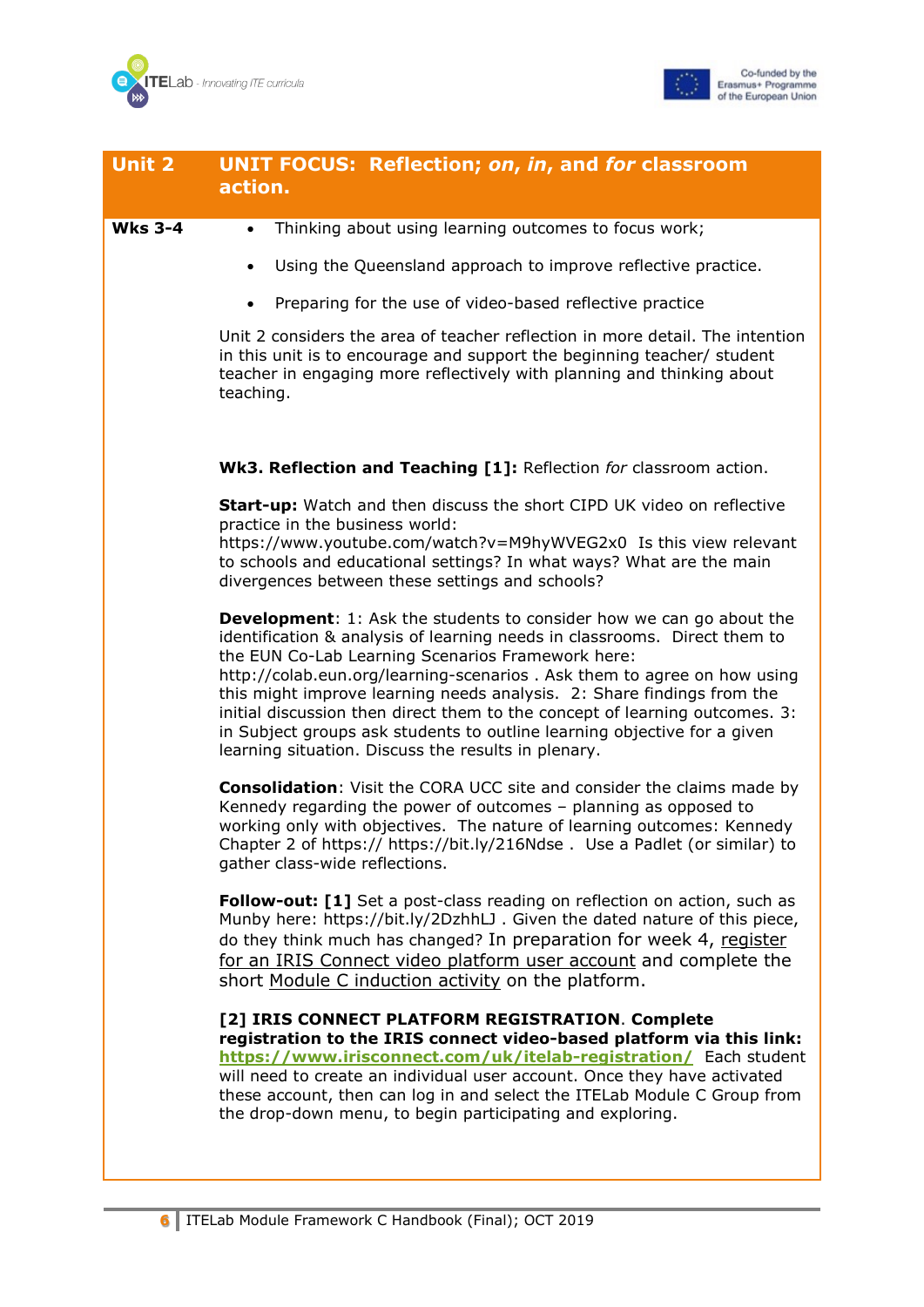| Unit 2 | UNIT FOCUS: Reflection; *on*, *in*, and *for* classroom action. |
|---|---|
| Wks 3-4 | • Thinking about using learning outcomes to focus work;<br>• Using the Queensland approach to improve reflective practice.<br>• Preparing for the use of video-based reflective practice<br><br>Unit 2 considers the area of teacher reflection in more detail. The intention in this unit is to encourage and support the beginning teacher/ student teacher in engaging more reflectively with planning and thinking about teaching.<br><br>**Wk3. Reflection and Teaching [1]:** Reflection *for* classroom action.<br><br>**Start-up:** Watch and then discuss the short CIPD UK video on reflective practice in the business world: https://www.youtube.com/watch?v=M9hyWVEG2x0 Is this view relevant to schools and educational settings? In what ways? What are the main divergences between these settings and schools?<br><br>**Development**: 1: Ask the students to consider how we can go about the identification & analysis of learning needs in classrooms. Direct them to the EUN Co-Lab Learning Scenarios Framework here: http://colab.eun.org/learning-scenarios . Ask them to agree on how using this might improve learning needs analysis. 2: Share findings from the initial discussion then direct them to the concept of learning outcomes. 3: in Subject groups ask students to outline learning objective for a given learning situation. Discuss the results in plenary.<br><br>**Consolidation**: Visit the CORA UCC site and consider the claims made by Kennedy regarding the power of outcomes – planning as opposed to working only with objectives. The nature of learning outcomes: Kennedy Chapter 2 of https:// https://bit.ly/216Ndse . Use a Padlet (or similar) to gather class-wide reflections.<br><br>**Follow-out: [1]** Set a post-class reading on reflection on action, such as Munby here: https://bit.ly/2DzhhLJ . Given the dated nature of this piece, do they think much has changed? In preparation for week 4, register for an IRIS Connect video platform user account and complete the short Module C induction activity on the platform.<br><br>**[2] IRIS CONNECT PLATFORM REGISTRATION**. **Complete registration to the IRIS connect video-based platform via this link: https://www.irisconnect.com/uk/itelab-registration/** Each student will need to create an individual user account. Once they have activated these account, then can log in and select the ITELab Module C Group from the drop-down menu, to begin participating and exploring. |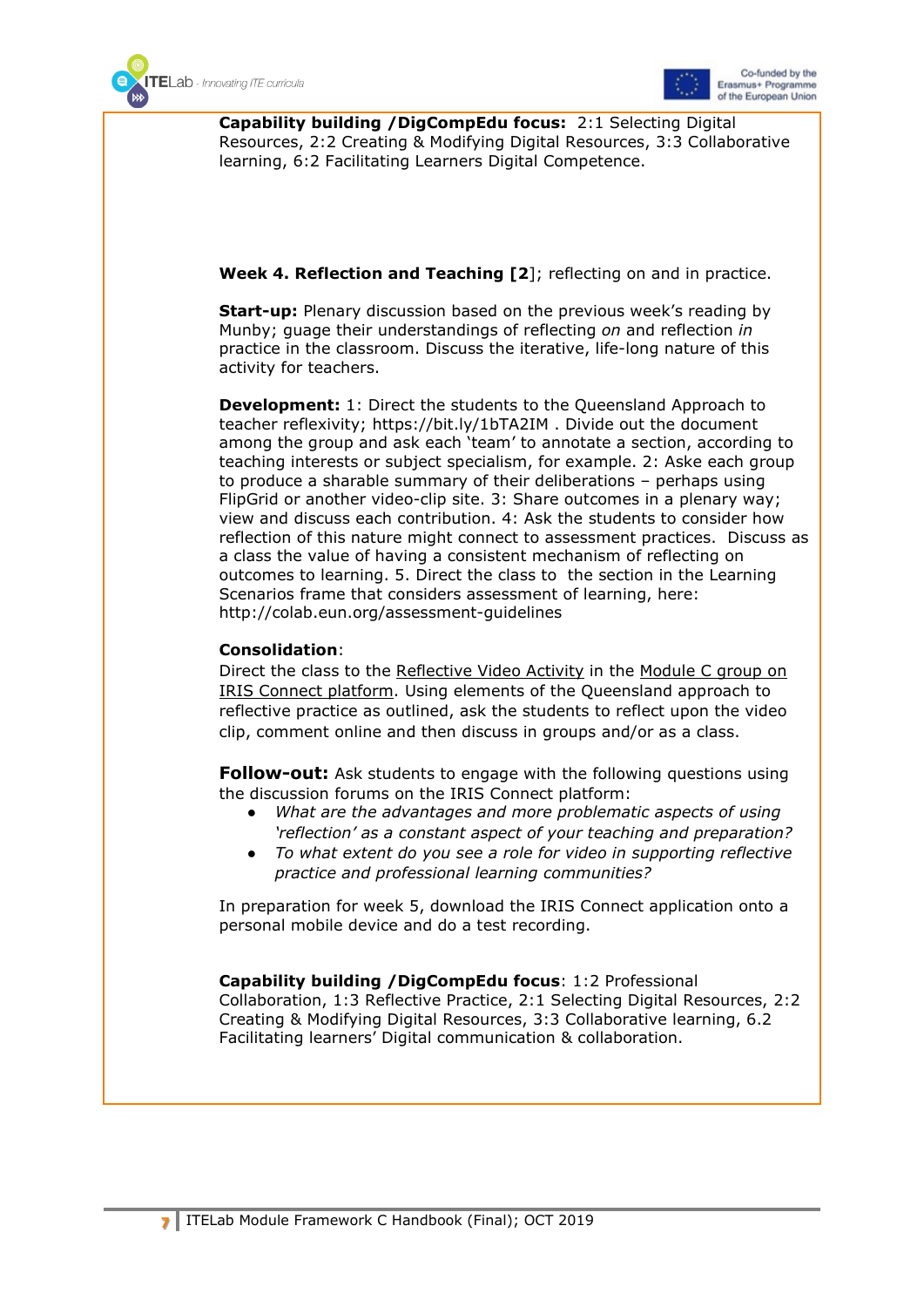**Capability building /DigCompEdu focus:** 2:1 Selecting Digital Resources, 2:2 Creating & Modifying Digital Resources, 3:3 Collaborative learning, 6:2 Facilitating Learners Digital Competence.

**Week 4. Reflection and Teaching [2**]; reflecting on and in practice.

**Start-up:** Plenary discussion based on the previous week's reading by Munby; guage their understandings of reflecting *on* and reflection *in* practice in the classroom. Discuss the iterative, life-long nature of this activity for teachers.

**Development:** 1: Direct the students to the Queensland Approach to teacher reflexivity; https://bit.ly/1bTA2IM . Divide out the document among the group and ask each 'team' to annotate a section, according to teaching interests or subject specialism, for example. 2: Aske each group to produce a sharable summary of their deliberations – perhaps using FlipGrid or another video-clip site. 3: Share outcomes in a plenary way; view and discuss each contribution. 4: Ask the students to consider how reflection of this nature might connect to assessment practices. Discuss as a class the value of having a consistent mechanism of reflecting on outcomes to learning. 5. Direct the class to the section in the Learning Scenarios frame that considers assessment of learning, here: http://colab.eun.org/assessment-guidelines

**Consolidation**:
Direct the class to the Reflective Video Activity in the Module C group on IRIS Connect platform. Using elements of the Queensland approach to reflective practice as outlined, ask the students to reflect upon the video clip, comment online and then discuss in groups and/or as a class.

**Follow-out:** Ask students to engage with the following questions using the discussion forums on the IRIS Connect platform:

- *What are the advantages and more problematic aspects of using 'reflection' as a constant aspect of your teaching and preparation?*
- *To what extent do you see a role for video in supporting reflective practice and professional learning communities?*

In preparation for week 5, download the IRIS Connect application onto a personal mobile device and do a test recording.

**Capability building /DigCompEdu focus**: 1:2 Professional Collaboration, 1:3 Reflective Practice, 2:1 Selecting Digital Resources, 2:2 Creating & Modifying Digital Resources, 3:3 Collaborative learning, 6.2 Facilitating learners' Digital communication & collaboration.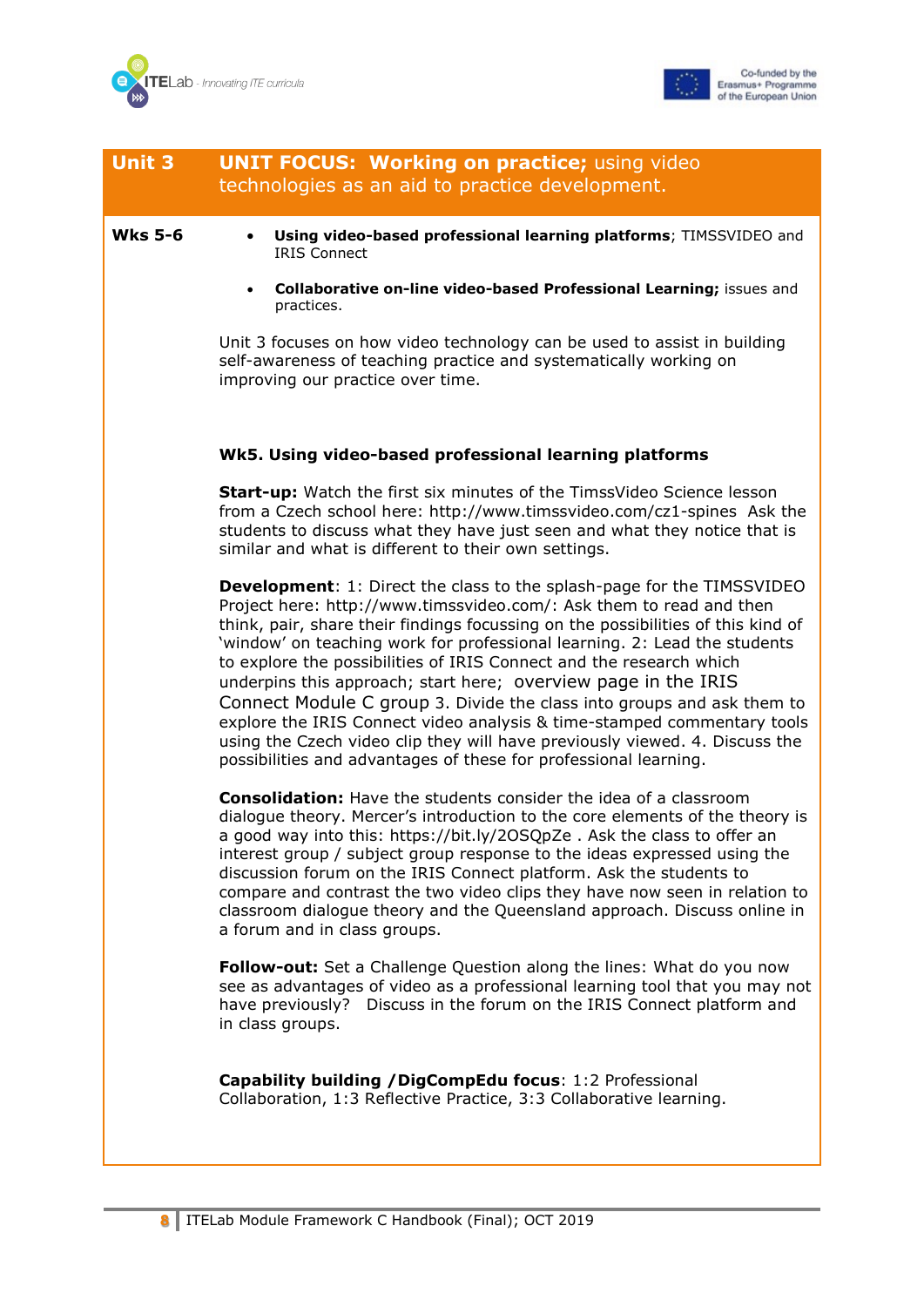## Unit 3 — UNIT FOCUS: Working on practice; using video technologies as an aid to practice development.

**Wks 5-6**

- **Using video-based professional learning platforms**; TIMSSVIDEO and IRIS Connect
- **Collaborative on-line video-based Professional Learning;** issues and practices.

Unit 3 focuses on how video technology can be used to assist in building self-awareness of teaching practice and systematically working on improving our practice over time.

### Wk5. Using video-based professional learning platforms

**Start-up:** Watch the first six minutes of the TimssVideo Science lesson from a Czech school here: http://www.timssvideo.com/cz1-spines Ask the students to discuss what they have just seen and what they notice that is similar and what is different to their own settings.

**Development**: 1: Direct the class to the splash-page for the TIMSSVIDEO Project here: http://www.timssvideo.com/: Ask them to read and then think, pair, share their findings focussing on the possibilities of this kind of 'window' on teaching work for professional learning. 2: Lead the students to explore the possibilities of IRIS Connect and the research which underpins this approach; start here; overview page in the IRIS Connect Module C group 3. Divide the class into groups and ask them to explore the IRIS Connect video analysis & time-stamped commentary tools using the Czech video clip they will have previously viewed. 4. Discuss the possibilities and advantages of these for professional learning.

**Consolidation:** Have the students consider the idea of a classroom dialogue theory. Mercer's introduction to the core elements of the theory is a good way into this: https://bit.ly/2OSQpZe . Ask the class to offer an interest group / subject group response to the ideas expressed using the discussion forum on the IRIS Connect platform. Ask the students to compare and contrast the two video clips they have now seen in relation to classroom dialogue theory and the Queensland approach. Discuss online in a forum and in class groups.

**Follow-out:** Set a Challenge Question along the lines: What do you now see as advantages of video as a professional learning tool that you may not have previously? Discuss in the forum on the IRIS Connect platform and in class groups.

**Capability building /DigCompEdu focus**: 1:2 Professional Collaboration, 1:3 Reflective Practice, 3:3 Collaborative learning.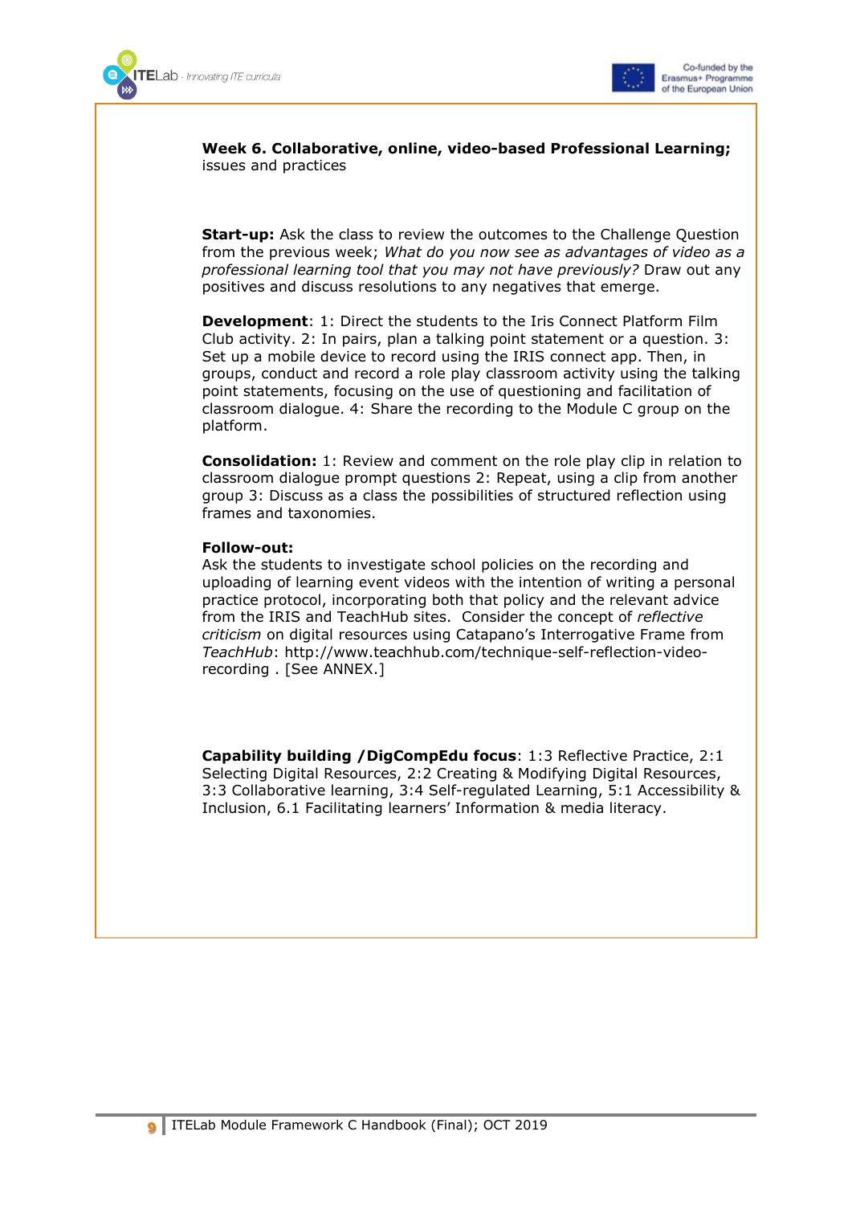**Week 6. Collaborative, online, video-based Professional Learning;** issues and practices

**Start-up:** Ask the class to review the outcomes to the Challenge Question from the previous week; *What do you now see as advantages of video as a professional learning tool that you may not have previously?* Draw out any positives and discuss resolutions to any negatives that emerge.

**Development**: 1: Direct the students to the Iris Connect Platform Film Club activity. 2: In pairs, plan a talking point statement or a question. 3: Set up a mobile device to record using the IRIS connect app. Then, in groups, conduct and record a role play classroom activity using the talking point statements, focusing on the use of questioning and facilitation of classroom dialogue. 4: Share the recording to the Module C group on the platform.

**Consolidation:** 1: Review and comment on the role play clip in relation to classroom dialogue prompt questions 2: Repeat, using a clip from another group 3: Discuss as a class the possibilities of structured reflection using frames and taxonomies.

**Follow-out:**
Ask the students to investigate school policies on the recording and uploading of learning event videos with the intention of writing a personal practice protocol, incorporating both that policy and the relevant advice from the IRIS and TeachHub sites. Consider the concept of *reflective criticism* on digital resources using Catapano's Interrogative Frame from *TeachHub*: http://www.teachhub.com/technique-self-reflection-video-recording . [See ANNEX.]

**Capability building /DigCompEdu focus**: 1:3 Reflective Practice, 2:1 Selecting Digital Resources, 2:2 Creating & Modifying Digital Resources, 3:3 Collaborative learning, 3:4 Self-regulated Learning, 5:1 Accessibility & Inclusion, 6.1 Facilitating learners' Information & media literacy.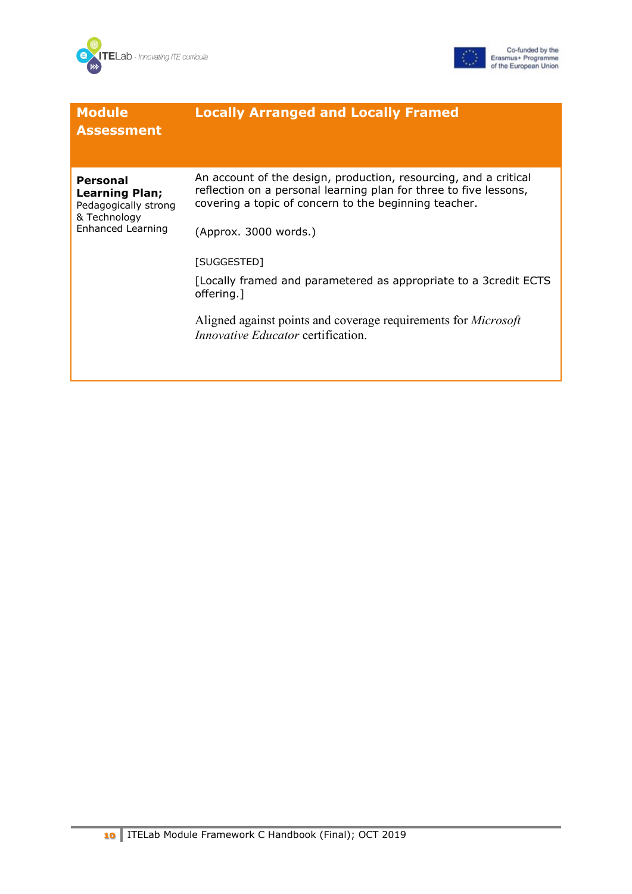| **Module Assessment** | **Locally Arranged and Locally Framed** |
|---|---|
| **Personal Learning Plan;** Pedagogically strong & Technology Enhanced Learning | An account of the design, production, resourcing, and a critical reflection on a personal learning plan for three to five lessons, covering a topic of concern to the beginning teacher.<br><br>(Approx. 3000 words.)<br><br>[SUGGESTED]<br><br>[Locally framed and parametered as appropriate to a 3credit ECTS offering.]<br><br>Aligned against points and coverage requirements for *Microsoft Innovative Educator* certification. |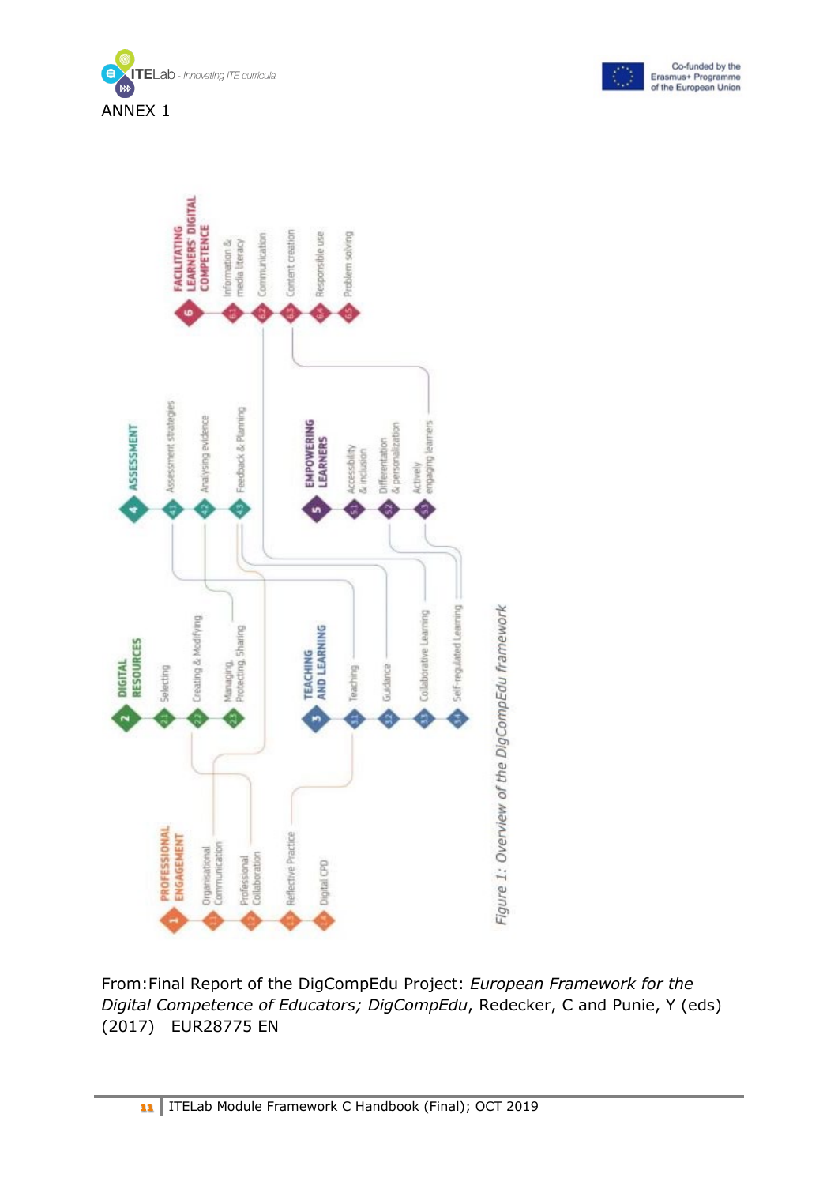ANNEX 1

**1 PROFESSIONAL ENGAGEMENT**
- 1.1 Organisational Communication
- 1.2 Professional Collaboration
- 1.3 Reflective Practice
- 1.4 Digital CPD

**2 DIGITAL RESOURCES**
- 2.1 Selecting
- 2.2 Creating & Modifying
- 2.3 Managing, Protecting, Sharing

**3 TEACHING AND LEARNING**
- 3.1 Teaching
- 3.2 Guidance
- 3.3 Collaborative Learning
- 3.4 Self-regulated Learning

**4 ASSESSMENT**
- 4.1 Assessment strategies
- 4.2 Analysing evidence
- 4.3 Feedback & Planning

**5 EMPOWERING LEARNERS**
- 5.1 Accessibility & inclusion
- 5.2 Differentiation & personalization
- 5.3 Actively engaging learners

**6 FACILITATING LEARNERS' DIGITAL COMPETENCE**
- 6.1 Information & media literacy
- 6.2 Communication
- 6.3 Content creation
- 6.4 Responsible use
- 6.5 Problem solving

*Figure 1: Overview of the DigCompEdu framework*

From:Final Report of the DigCompEdu Project: *European Framework for the Digital Competence of Educators; DigCompEdu*, Redecker, C and Punie, Y (eds) (2017) EUR28775 EN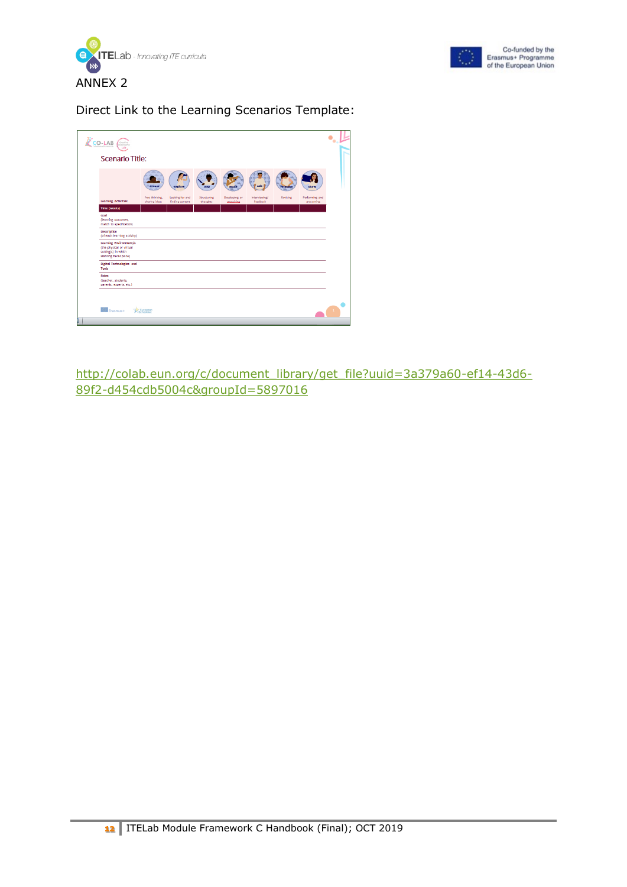ANNEX 2

Direct Link to the Learning Scenarios Template:

http://colab.eun.org/c/document_library/get_file?uuid=3a379a60-ef14-43d6-89f2-d454cdb5004c&groupId=5897016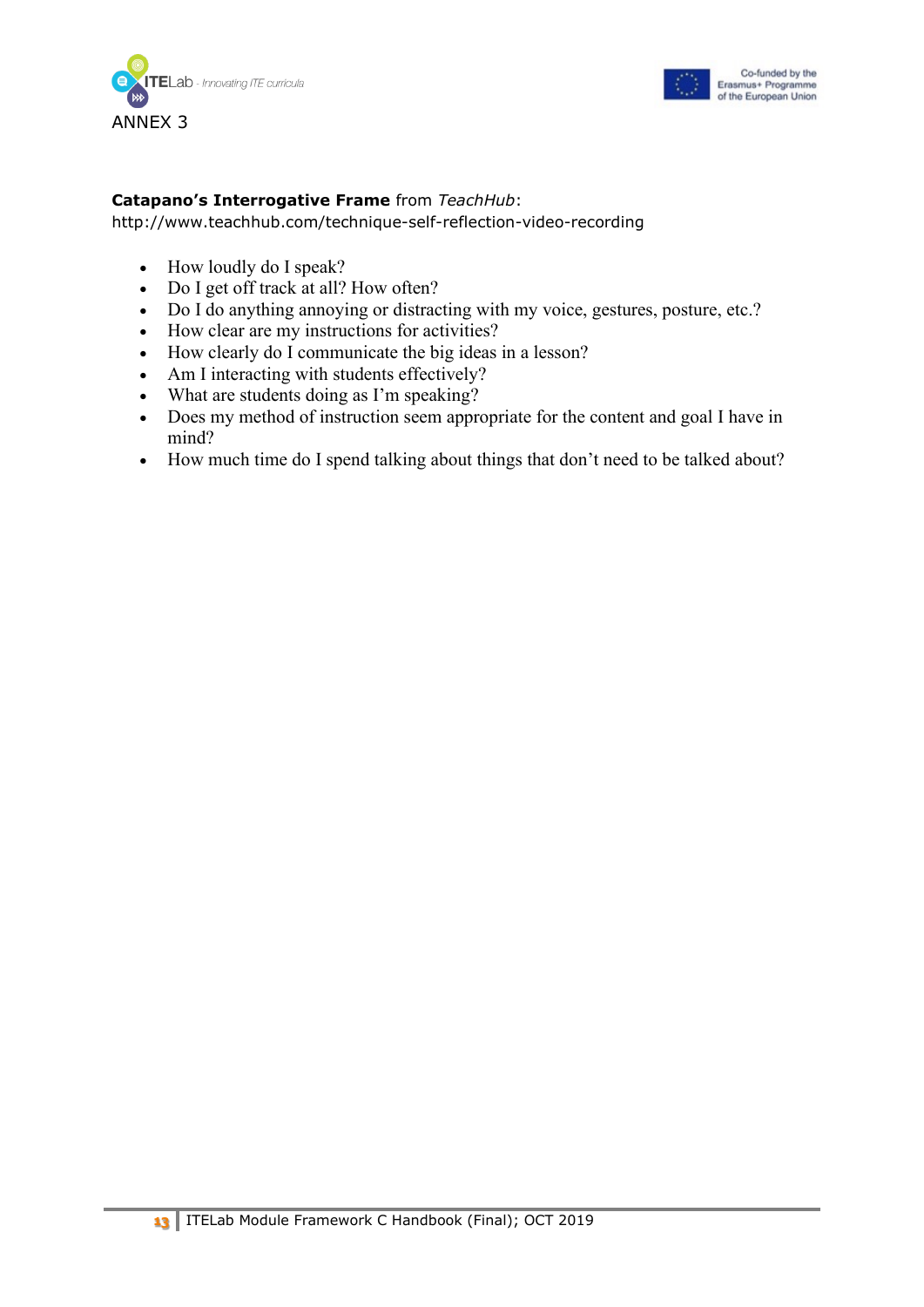ANNEX 3

**Catapano's Interrogative Frame** from *TeachHub*:
http://www.teachhub.com/technique-self-reflection-video-recording

- How loudly do I speak?
- Do I get off track at all? How often?
- Do I do anything annoying or distracting with my voice, gestures, posture, etc.?
- How clear are my instructions for activities?
- How clearly do I communicate the big ideas in a lesson?
- Am I interacting with students effectively?
- What are students doing as I'm speaking?
- Does my method of instruction seem appropriate for the content and goal I have in mind?
- How much time do I spend talking about things that don't need to be talked about?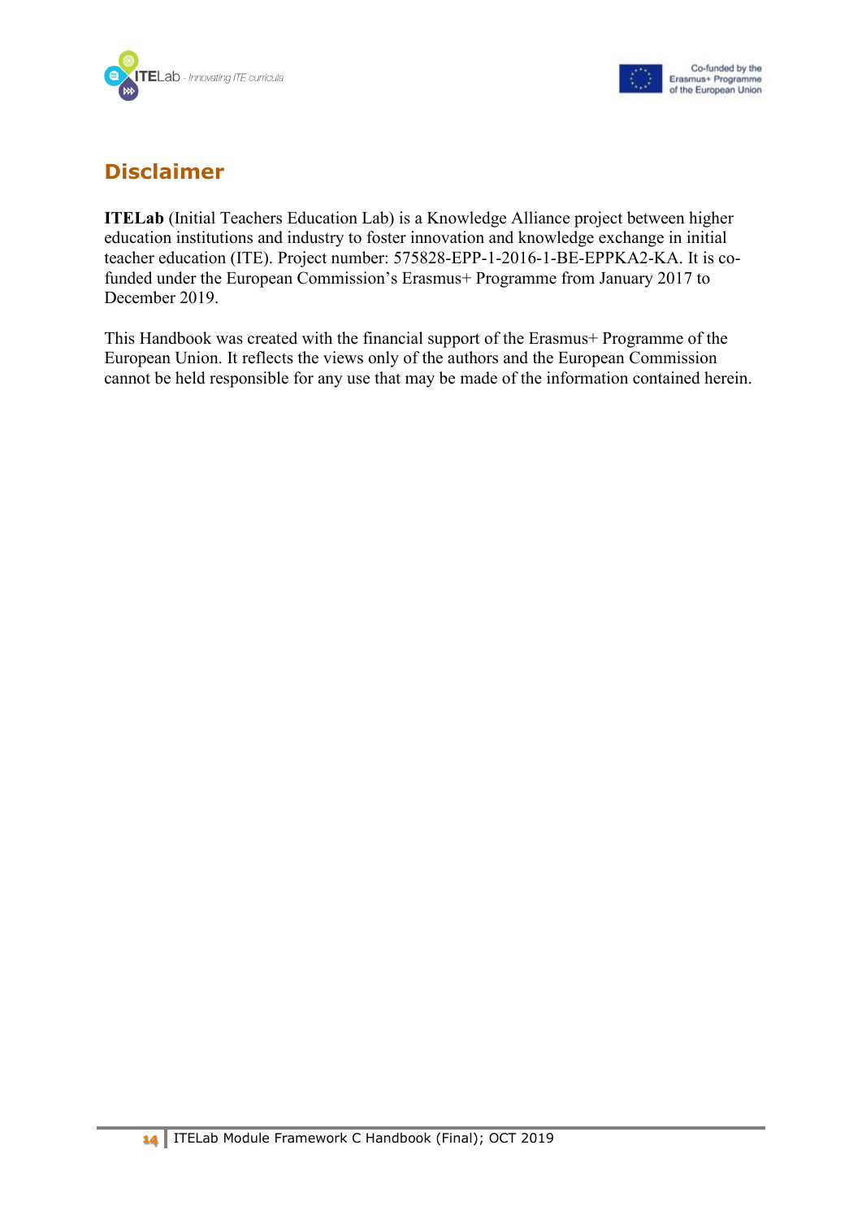## Disclaimer

**ITELab** (Initial Teachers Education Lab) is a Knowledge Alliance project between higher education institutions and industry to foster innovation and knowledge exchange in initial teacher education (ITE). Project number: 575828-EPP-1-2016-1-BE-EPPKA2-KA. It is co-funded under the European Commission's Erasmus+ Programme from January 2017 to December 2019.

This Handbook was created with the financial support of the Erasmus+ Programme of the European Union. It reflects the views only of the authors and the European Commission cannot be held responsible for any use that may be made of the information contained herein.